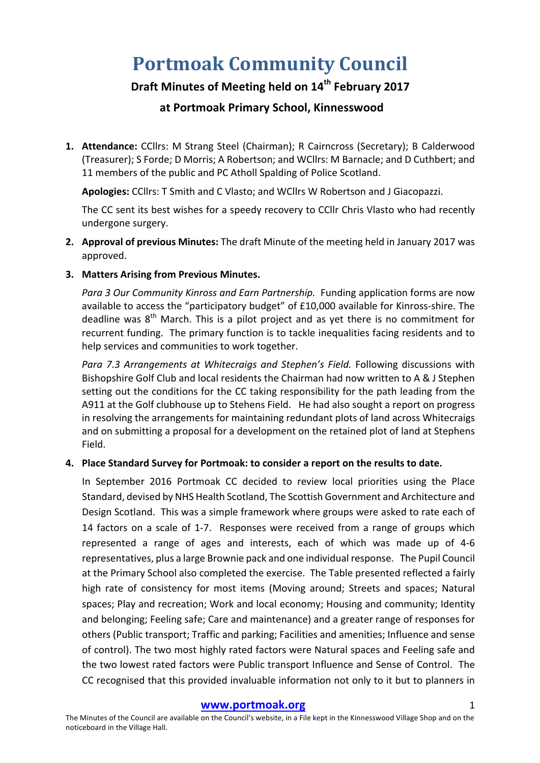# Portmoak Community Council

## Draft Minutes of Meeting held on 14th February 2017

## at Portmoak Primary School, Kinnesswood

1. **Attendance:** CCllrs: M Strang Steel (Chairman); R Cairncross (Secretary); B Calderwood (Treasurer); S Forde; D Morris; A Robertson; and WCllrs: M Barnacle; and D Cuthbert; and 11 members of the public and PC Atholl Spalding of Police Scotland.

   **Apologies:** CCllrs: T Smith and C Vlasto; and WCllrs W Robertson and J Giacopazzi.

   The CC sent its best wishes for a speedy recovery to CCllr Chris Vlasto who had recently undergone surgery.

2. **Approval of previous Minutes:** The draft Minute of the meeting held in January 2017 was approved.

3. **Matters Arising from Previous Minutes.**

   *Para 3 Our Community Kinross and Earn Partnership.* Funding application forms are now available to access the "participatory budget" of £10,000 available for Kinross-shire. The deadline was 8th March. This is a pilot project and as yet there is no commitment for recurrent funding. The primary function is to tackle inequalities facing residents and to help services and communities to work together.

   *Para 7.3 Arrangements at Whitecraigs and Stephen's Field.* Following discussions with Bishopshire Golf Club and local residents the Chairman had now written to A & J Stephen setting out the conditions for the CC taking responsibility for the path leading from the A911 at the Golf clubhouse up to Stehens Field. He had also sought a report on progress in resolving the arrangements for maintaining redundant plots of land across Whitecraigs and on submitting a proposal for a development on the retained plot of land at Stephens Field.

4. **Place Standard Survey for Portmoak: to consider a report on the results to date.**

   In September 2016 Portmoak CC decided to review local priorities using the Place Standard, devised by NHS Health Scotland, The Scottish Government and Architecture and Design Scotland. This was a simple framework where groups were asked to rate each of 14 factors on a scale of 1-7. Responses were received from a range of groups which represented a range of ages and interests, each of which was made up of 4-6 representatives, plus a large Brownie pack and one individual response. The Pupil Council at the Primary School also completed the exercise. The Table presented reflected a fairly high rate of consistency for most items (Moving around; Streets and spaces; Natural spaces; Play and recreation; Work and local economy; Housing and community; Identity and belonging; Feeling safe; Care and maintenance) and a greater range of responses for others (Public transport; Traffic and parking; Facilities and amenities; Influence and sense of control). The two most highly rated factors were Natural spaces and Feeling safe and the two lowest rated factors were Public transport Influence and Sense of Control. The CC recognised that this provided invaluable information not only to it but to planners in

**www.portmoak.org**

The Minutes of the Council are available on the Council's website, in a File kept in the Kinnesswood Village Shop and on the noticeboard in the Village Hall.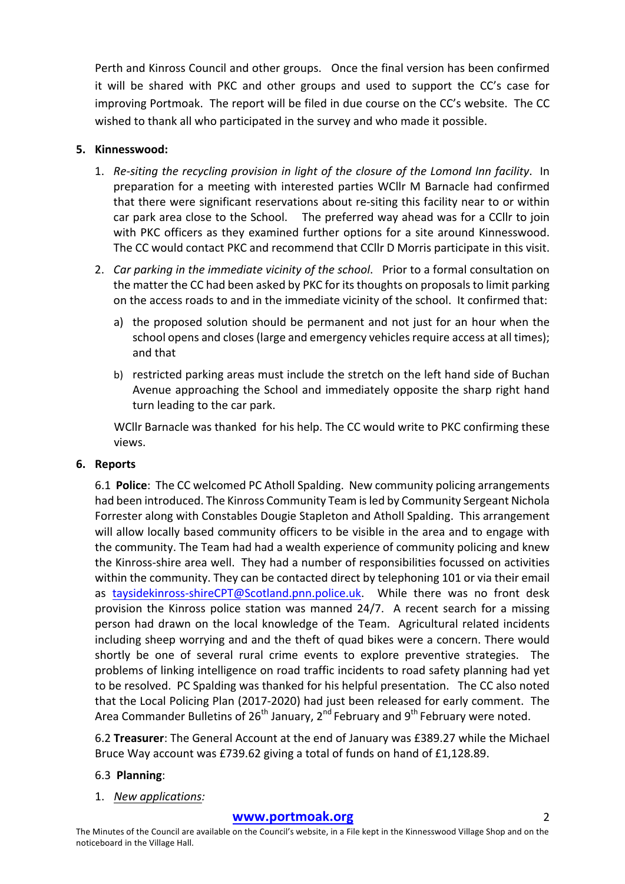Perth and Kinross Council and other groups. Once the final version has been confirmed it will be shared with PKC and other groups and used to support the CC's case for improving Portmoak. The report will be filed in due course on the CC's website. The CC wished to thank all who participated in the survey and who made it possible.

**5. Kinnesswood:**

1. *Re-siting the recycling provision in light of the closure of the Lomond Inn facility*. In preparation for a meeting with interested parties WCllr M Barnacle had confirmed that there were significant reservations about re-siting this facility near to or within car park area close to the School. The preferred way ahead was for a CCllr to join with PKC officers as they examined further options for a site around Kinnesswood. The CC would contact PKC and recommend that CCllr D Morris participate in this visit.

2. *Car parking in the immediate vicinity of the school*. Prior to a formal consultation on the matter the CC had been asked by PKC for its thoughts on proposals to limit parking on the access roads to and in the immediate vicinity of the school. It confirmed that:

   a) the proposed solution should be permanent and not just for an hour when the school opens and closes (large and emergency vehicles require access at all times); and that

   b) restricted parking areas must include the stretch on the left hand side of Buchan Avenue approaching the School and immediately opposite the sharp right hand turn leading to the car park.

   WCllr Barnacle was thanked for his help. The CC would write to PKC confirming these views.

**6. Reports**

6.1 **Police**: The CC welcomed PC Atholl Spalding. New community policing arrangements had been introduced. The Kinross Community Team is led by Community Sergeant Nichola Forrester along with Constables Dougie Stapleton and Atholl Spalding. This arrangement will allow locally based community officers to be visible in the area and to engage with the community. The Team had had a wealth experience of community policing and knew the Kinross-shire area well. They had a number of responsibilities focussed on activities within the community. They can be contacted direct by telephoning 101 or via their email as taysidekinross-shireCPT@Scotland.pnn.police.uk. While there was no front desk provision the Kinross police station was manned 24/7. A recent search for a missing person had drawn on the local knowledge of the Team. Agricultural related incidents including sheep worrying and and the theft of quad bikes were a concern. There would shortly be one of several rural crime events to explore preventive strategies. The problems of linking intelligence on road traffic incidents to road safety planning had yet to be resolved. PC Spalding was thanked for his helpful presentation. The CC also noted that the Local Policing Plan (2017-2020) had just been released for early comment. The Area Commander Bulletins of 26th January, 2nd February and 9th February were noted.

6.2 **Treasurer**: The General Account at the end of January was £389.27 while the Michael Bruce Way account was £739.62 giving a total of funds on hand of £1,128.89.

6.3 **Planning**:

1. *New applications:*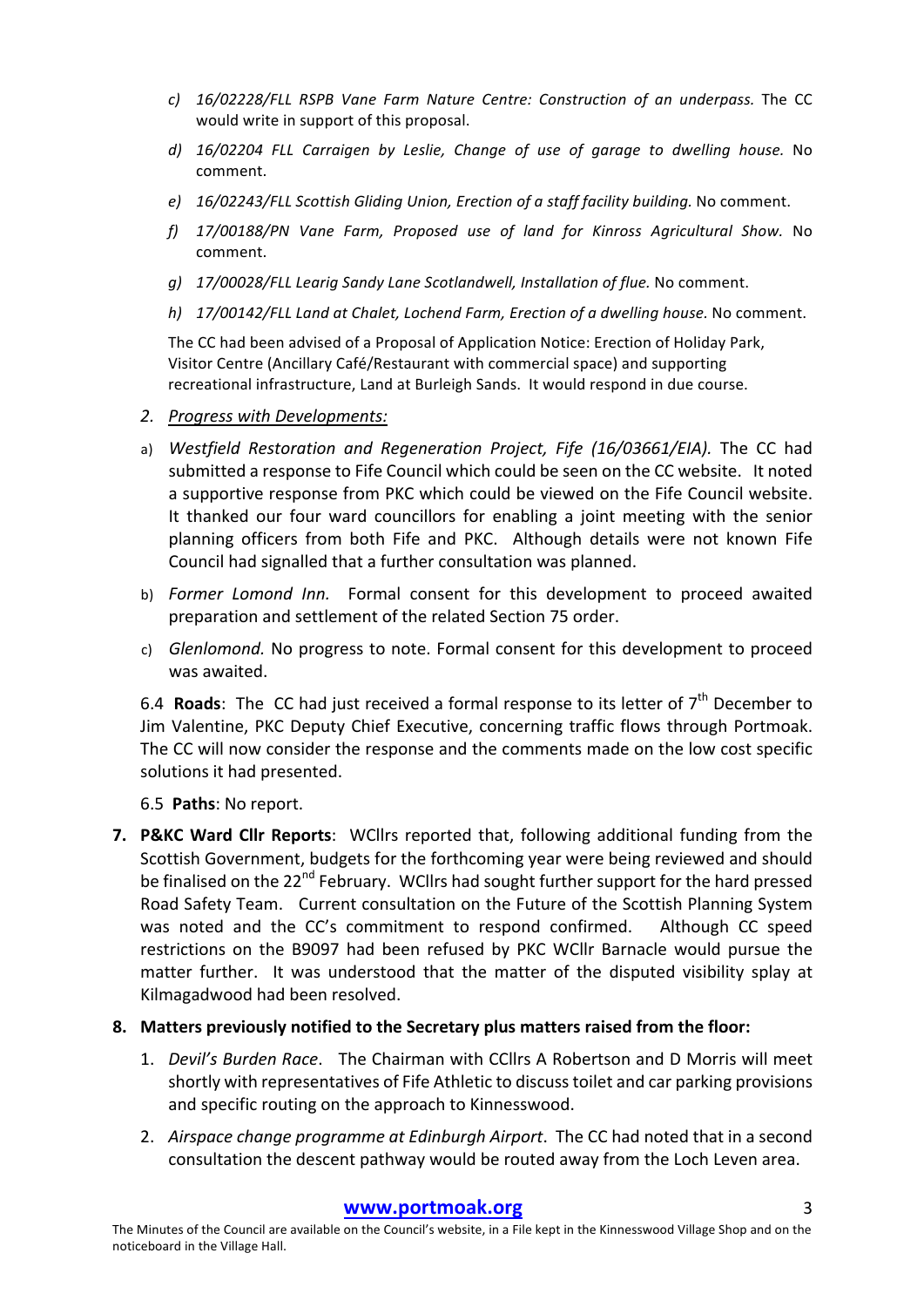c) *16/02228/FLL RSPB Vane Farm Nature Centre: Construction of an underpass.* The CC would write in support of this proposal.

d) *16/02204 FLL Carraigen by Leslie, Change of use of garage to dwelling house.* No comment.

e) *16/02243/FLL Scottish Gliding Union, Erection of a staff facility building.* No comment.

f) *17/00188/PN Vane Farm, Proposed use of land for Kinross Agricultural Show.* No comment.

g) *17/00028/FLL Learig Sandy Lane Scotlandwell, Installation of flue.* No comment.

h) *17/00142/FLL Land at Chalet, Lochend Farm, Erection of a dwelling house.* No comment.

The CC had been advised of a Proposal of Application Notice: Erection of Holiday Park, Visitor Centre (Ancillary Café/Restaurant with commercial space) and supporting recreational infrastructure, Land at Burleigh Sands. It would respond in due course.

2. *Progress with Developments:*

a) *Westfield Restoration and Regeneration Project, Fife (16/03661/EIA).* The CC had submitted a response to Fife Council which could be seen on the CC website. It noted a supportive response from PKC which could be viewed on the Fife Council website. It thanked our four ward councillors for enabling a joint meeting with the senior planning officers from both Fife and PKC. Although details were not known Fife Council had signalled that a further consultation was planned.

b) *Former Lomond Inn.* Formal consent for this development to proceed awaited preparation and settlement of the related Section 75 order.

c) *Glenlomond.* No progress to note. Formal consent for this development to proceed was awaited.

6.4 **Roads**: The CC had just received a formal response to its letter of 7th December to Jim Valentine, PKC Deputy Chief Executive, concerning traffic flows through Portmoak. The CC will now consider the response and the comments made on the low cost specific solutions it had presented.

6.5 **Paths**: No report.

7. **P&KC Ward Cllr Reports**: WCllrs reported that, following additional funding from the Scottish Government, budgets for the forthcoming year were being reviewed and should be finalised on the 22nd February. WCllrs had sought further support for the hard pressed Road Safety Team. Current consultation on the Future of the Scottish Planning System was noted and the CC's commitment to respond confirmed. Although CC speed restrictions on the B9097 had been refused by PKC WCllr Barnacle would pursue the matter further. It was understood that the matter of the disputed visibility splay at Kilmagadwood had been resolved.

8. **Matters previously notified to the Secretary plus matters raised from the floor:**

   1. *Devil's Burden Race*. The Chairman with CCllrs A Robertson and D Morris will meet shortly with representatives of Fife Athletic to discuss toilet and car parking provisions and specific routing on the approach to Kinnesswood.

   2. *Airspace change programme at Edinburgh Airport*. The CC had noted that in a second consultation the descent pathway would be routed away from the Loch Leven area.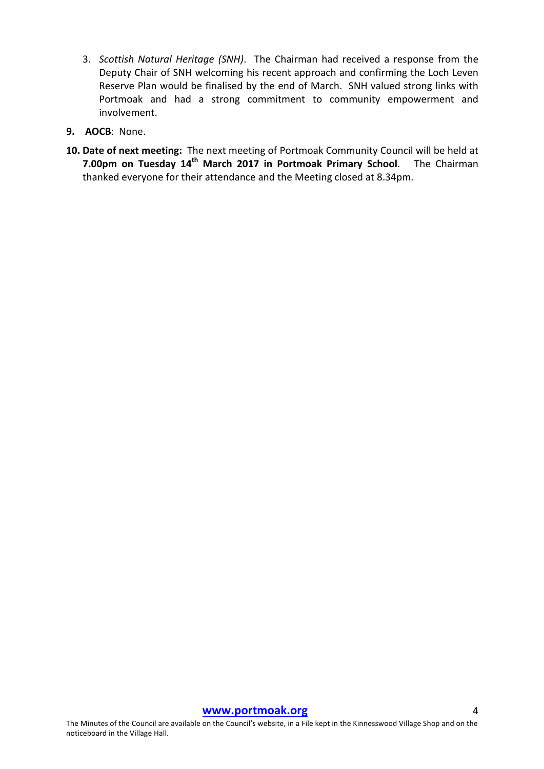3. *Scottish Natural Heritage (SNH)*. The Chairman had received a response from the Deputy Chair of SNH welcoming his recent approach and confirming the Loch Leven Reserve Plan would be finalised by the end of March. SNH valued strong links with Portmoak and had a strong commitment to community empowerment and involvement.

**9. AOCB**: None.

**10. Date of next meeting:** The next meeting of Portmoak Community Council will be held at **7.00pm on Tuesday 14th March 2017 in Portmoak Primary School**. The Chairman thanked everyone for their attendance and the Meeting closed at 8.34pm.

**www.portmoak.org**

The Minutes of the Council are available on the Council's website, in a File kept in the Kinnesswood Village Shop and on the noticeboard in the Village Hall.